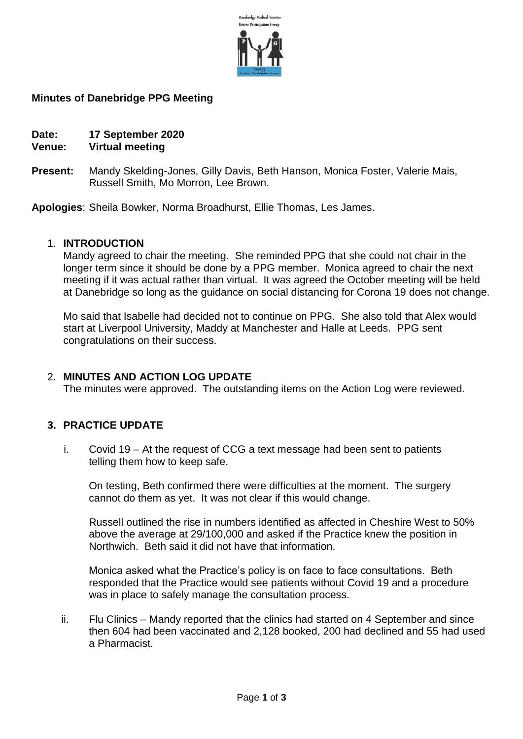**Minutes of Danebridge PPG Meeting**

**Date:** **17 September 2020**
**Venue:** **Virtual meeting**

**Present:** Mandy Skelding-Jones, Gilly Davis, Beth Hanson, Monica Foster, Valerie Mais, Russell Smith, Mo Morron, Lee Brown.

**Apologies**: Sheila Bowker, Norma Broadhurst, Ellie Thomas, Les James.

1. **INTRODUCTION**

   Mandy agreed to chair the meeting. She reminded PPG that she could not chair in the longer term since it should be done by a PPG member. Monica agreed to chair the next meeting if it was actual rather than virtual. It was agreed the October meeting will be held at Danebridge so long as the guidance on social distancing for Corona 19 does not change.

   Mo said that Isabelle had decided not to continue on PPG. She also told that Alex would start at Liverpool University, Maddy at Manchester and Halle at Leeds. PPG sent congratulations on their success.

2. **MINUTES AND ACTION LOG UPDATE**

   The minutes were approved. The outstanding items on the Action Log were reviewed.

3. **PRACTICE UPDATE**

   i. Covid 19 – At the request of CCG a text message had been sent to patients telling them how to keep safe.

      On testing, Beth confirmed there were difficulties at the moment. The surgery cannot do them as yet. It was not clear if this would change.

      Russell outlined the rise in numbers identified as affected in Cheshire West to 50% above the average at 29/100,000 and asked if the Practice knew the position in Northwich. Beth said it did not have that information.

      Monica asked what the Practice's policy is on face to face consultations. Beth responded that the Practice would see patients without Covid 19 and a procedure was in place to safely manage the consultation process.

   ii. Flu Clinics – Mandy reported that the clinics had started on 4 September and since then 604 had been vaccinated and 2,128 booked, 200 had declined and 55 had used a Pharmacist.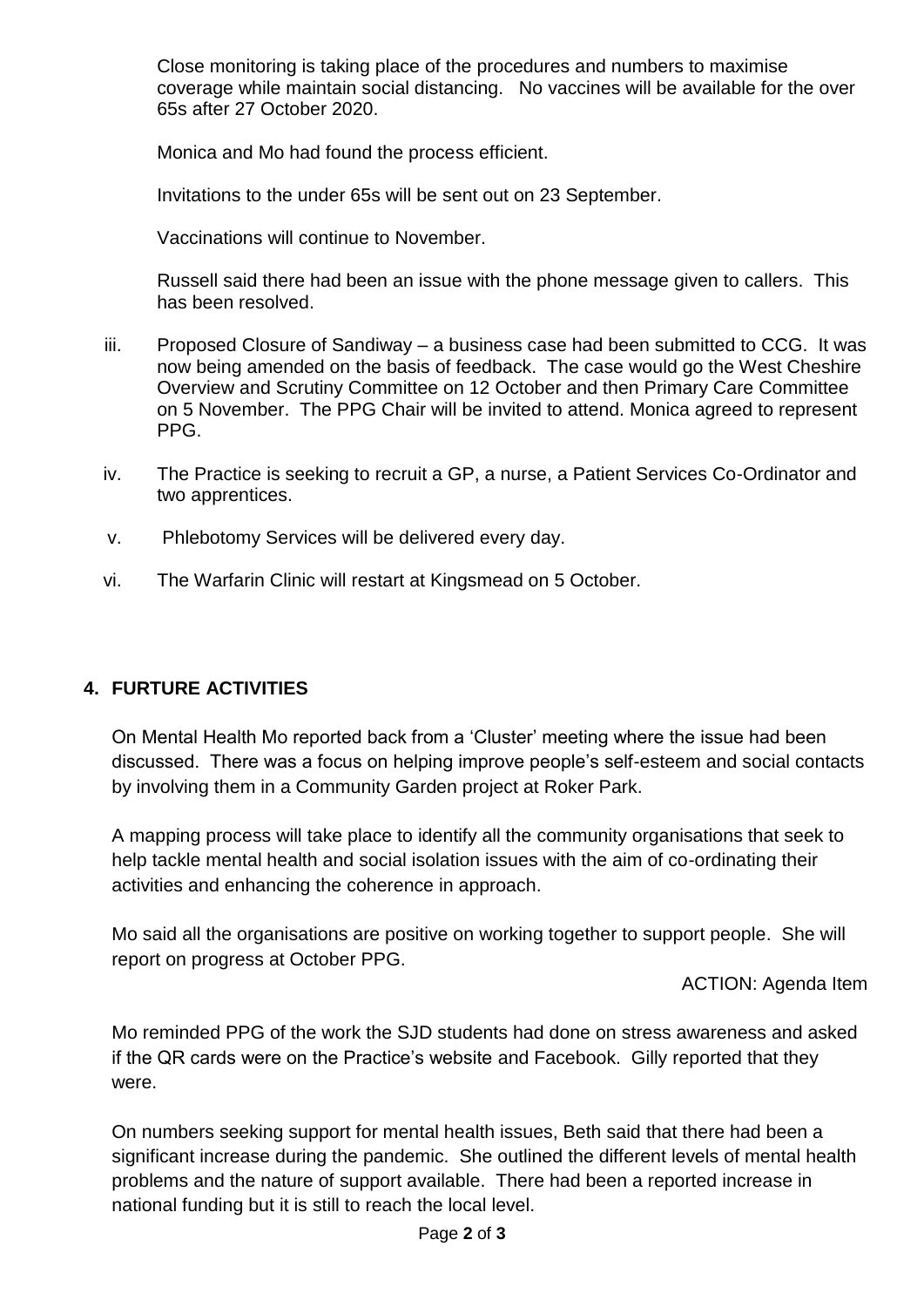Close monitoring is taking place of the procedures and numbers to maximise coverage while maintain social distancing. No vaccines will be available for the over 65s after 27 October 2020.

Monica and Mo had found the process efficient.

Invitations to the under 65s will be sent out on 23 September.

Vaccinations will continue to November.

Russell said there had been an issue with the phone message given to callers. This has been resolved.

iii. Proposed Closure of Sandiway – a business case had been submitted to CCG. It was now being amended on the basis of feedback. The case would go the West Cheshire Overview and Scrutiny Committee on 12 October and then Primary Care Committee on 5 November. The PPG Chair will be invited to attend. Monica agreed to represent PPG.

iv. The Practice is seeking to recruit a GP, a nurse, a Patient Services Co-Ordinator and two apprentices.

v. Phlebotomy Services will be delivered every day.

vi. The Warfarin Clinic will restart at Kingsmead on 5 October.

## 4. FURTURE ACTIVITIES

On Mental Health Mo reported back from a 'Cluster' meeting where the issue had been discussed. There was a focus on helping improve people's self-esteem and social contacts by involving them in a Community Garden project at Roker Park.

A mapping process will take place to identify all the community organisations that seek to help tackle mental health and social isolation issues with the aim of co-ordinating their activities and enhancing the coherence in approach.

Mo said all the organisations are positive on working together to support people. She will report on progress at October PPG.

ACTION: Agenda Item

Mo reminded PPG of the work the SJD students had done on stress awareness and asked if the QR cards were on the Practice's website and Facebook. Gilly reported that they were.

On numbers seeking support for mental health issues, Beth said that there had been a significant increase during the pandemic. She outlined the different levels of mental health problems and the nature of support available. There had been a reported increase in national funding but it is still to reach the local level.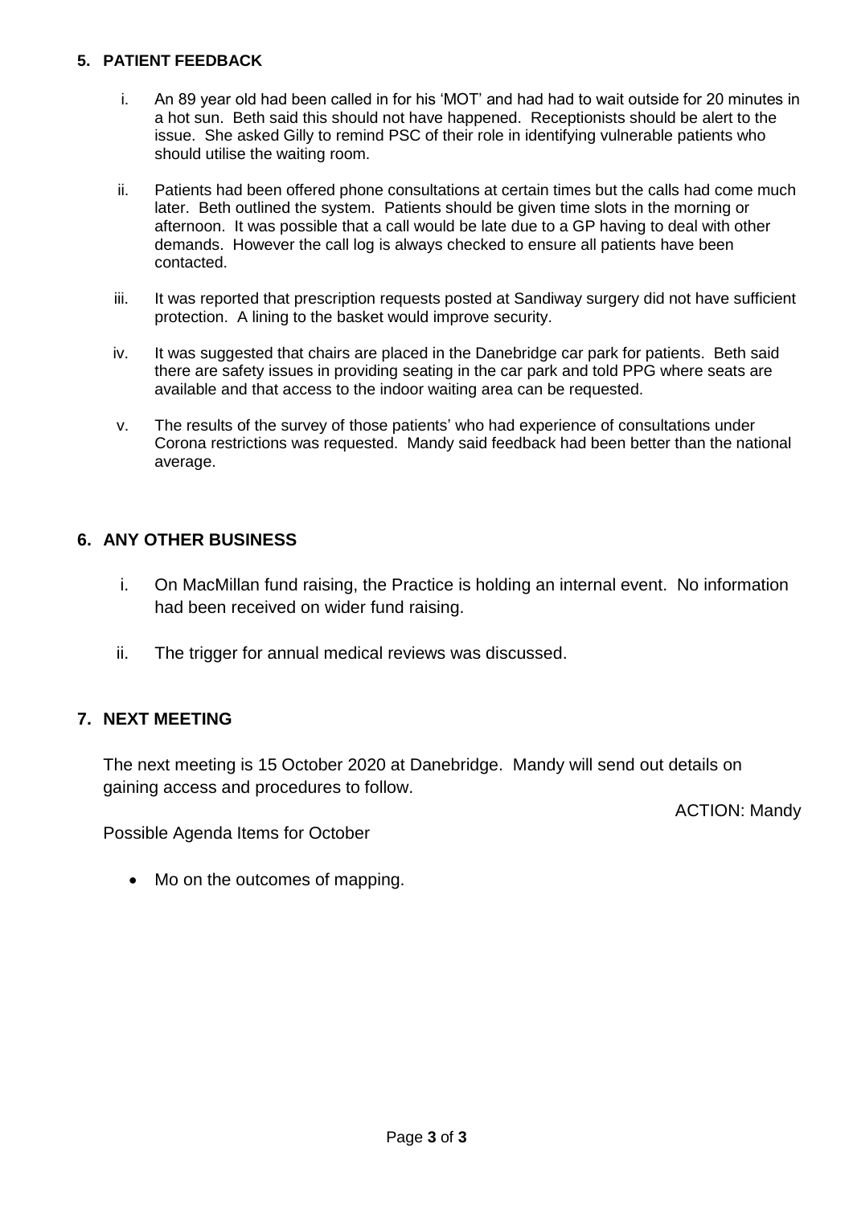## 5. PATIENT FEEDBACK

i. An 89 year old had been called in for his 'MOT' and had had to wait outside for 20 minutes in a hot sun. Beth said this should not have happened. Receptionists should be alert to the issue. She asked Gilly to remind PSC of their role in identifying vulnerable patients who should utilise the waiting room.

ii. Patients had been offered phone consultations at certain times but the calls had come much later. Beth outlined the system. Patients should be given time slots in the morning or afternoon. It was possible that a call would be late due to a GP having to deal with other demands. However the call log is always checked to ensure all patients have been contacted.

iii. It was reported that prescription requests posted at Sandiway surgery did not have sufficient protection. A lining to the basket would improve security.

iv. It was suggested that chairs are placed in the Danebridge car park for patients. Beth said there are safety issues in providing seating in the car park and told PPG where seats are available and that access to the indoor waiting area can be requested.

v. The results of the survey of those patients' who had experience of consultations under Corona restrictions was requested. Mandy said feedback had been better than the national average.

## 6. ANY OTHER BUSINESS

i. On MacMillan fund raising, the Practice is holding an internal event. No information had been received on wider fund raising.

ii. The trigger for annual medical reviews was discussed.

## 7. NEXT MEETING

The next meeting is 15 October 2020 at Danebridge. Mandy will send out details on gaining access and procedures to follow.

ACTION: Mandy

Possible Agenda Items for October

- Mo on the outcomes of mapping.